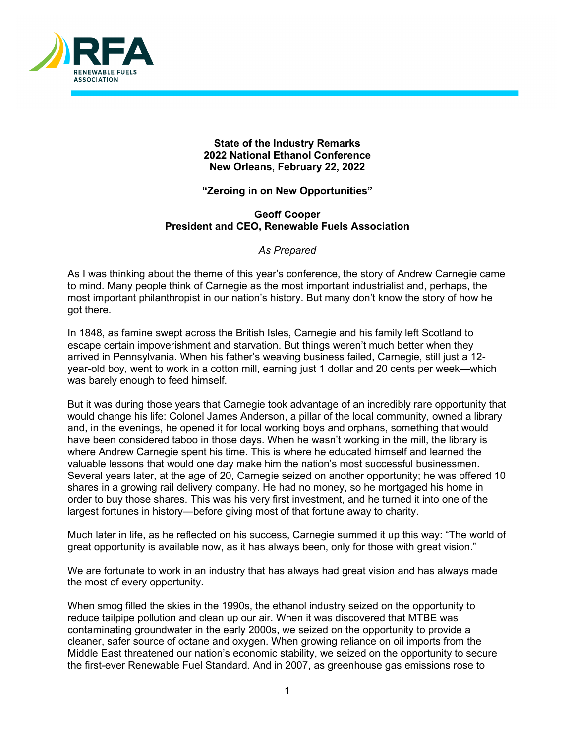**State of the Industry Remarks**
**2022 National Ethanol Conference**
**New Orleans, February 22, 2022**

**"Zeroing in on New Opportunities"**

**Geoff Cooper**
**President and CEO, Renewable Fuels Association**

*As Prepared*

As I was thinking about the theme of this year's conference, the story of Andrew Carnegie came to mind. Many people think of Carnegie as the most important industrialist and, perhaps, the most important philanthropist in our nation's history. But many don't know the story of how he got there.

In 1848, as famine swept across the British Isles, Carnegie and his family left Scotland to escape certain impoverishment and starvation. But things weren't much better when they arrived in Pennsylvania. When his father's weaving business failed, Carnegie, still just a 12-year-old boy, went to work in a cotton mill, earning just 1 dollar and 20 cents per week—which was barely enough to feed himself.

But it was during those years that Carnegie took advantage of an incredibly rare opportunity that would change his life: Colonel James Anderson, a pillar of the local community, owned a library and, in the evenings, he opened it for local working boys and orphans, something that would have been considered taboo in those days. When he wasn't working in the mill, the library is where Andrew Carnegie spent his time. This is where he educated himself and learned the valuable lessons that would one day make him the nation's most successful businessmen. Several years later, at the age of 20, Carnegie seized on another opportunity; he was offered 10 shares in a growing rail delivery company. He had no money, so he mortgaged his home in order to buy those shares. This was his very first investment, and he turned it into one of the largest fortunes in history—before giving most of that fortune away to charity.

Much later in life, as he reflected on his success, Carnegie summed it up this way: "The world of great opportunity is available now, as it has always been, only for those with great vision."

We are fortunate to work in an industry that has always had great vision and has always made the most of every opportunity.

When smog filled the skies in the 1990s, the ethanol industry seized on the opportunity to reduce tailpipe pollution and clean up our air. When it was discovered that MTBE was contaminating groundwater in the early 2000s, we seized on the opportunity to provide a cleaner, safer source of octane and oxygen. When growing reliance on oil imports from the Middle East threatened our nation's economic stability, we seized on the opportunity to secure the first-ever Renewable Fuel Standard. And in 2007, as greenhouse gas emissions rose to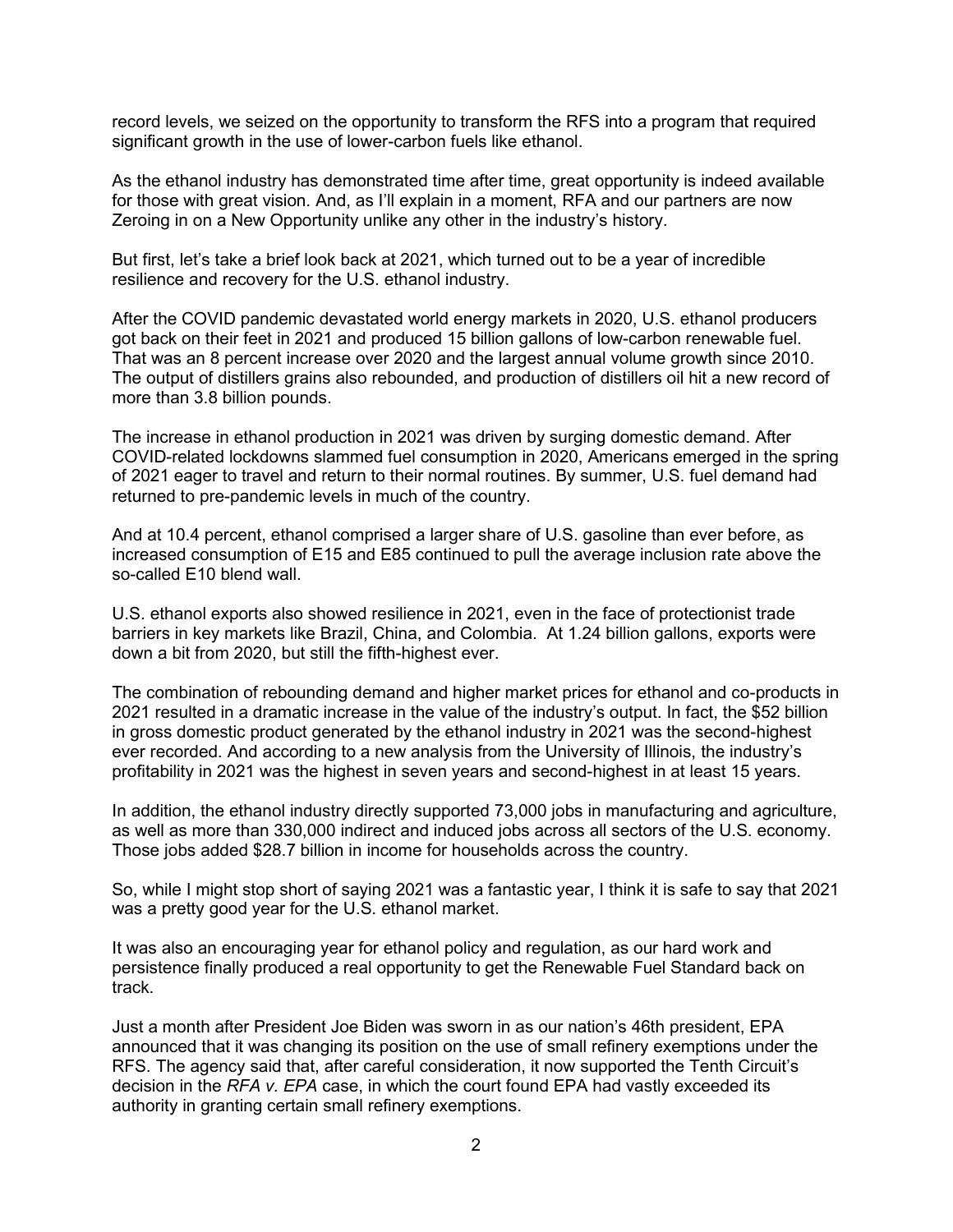record levels, we seized on the opportunity to transform the RFS into a program that required significant growth in the use of lower-carbon fuels like ethanol.

As the ethanol industry has demonstrated time after time, great opportunity is indeed available for those with great vision. And, as I'll explain in a moment, RFA and our partners are now Zeroing in on a New Opportunity unlike any other in the industry's history.

But first, let's take a brief look back at 2021, which turned out to be a year of incredible resilience and recovery for the U.S. ethanol industry.

After the COVID pandemic devastated world energy markets in 2020, U.S. ethanol producers got back on their feet in 2021 and produced 15 billion gallons of low-carbon renewable fuel. That was an 8 percent increase over 2020 and the largest annual volume growth since 2010. The output of distillers grains also rebounded, and production of distillers oil hit a new record of more than 3.8 billion pounds.

The increase in ethanol production in 2021 was driven by surging domestic demand. After COVID-related lockdowns slammed fuel consumption in 2020, Americans emerged in the spring of 2021 eager to travel and return to their normal routines. By summer, U.S. fuel demand had returned to pre-pandemic levels in much of the country.

And at 10.4 percent, ethanol comprised a larger share of U.S. gasoline than ever before, as increased consumption of E15 and E85 continued to pull the average inclusion rate above the so-called E10 blend wall.

U.S. ethanol exports also showed resilience in 2021, even in the face of protectionist trade barriers in key markets like Brazil, China, and Colombia. At 1.24 billion gallons, exports were down a bit from 2020, but still the fifth-highest ever.

The combination of rebounding demand and higher market prices for ethanol and co-products in 2021 resulted in a dramatic increase in the value of the industry's output. In fact, the $52 billion in gross domestic product generated by the ethanol industry in 2021 was the second-highest ever recorded. And according to a new analysis from the University of Illinois, the industry's profitability in 2021 was the highest in seven years and second-highest in at least 15 years.

In addition, the ethanol industry directly supported 73,000 jobs in manufacturing and agriculture, as well as more than 330,000 indirect and induced jobs across all sectors of the U.S. economy. Those jobs added $28.7 billion in income for households across the country.

So, while I might stop short of saying 2021 was a fantastic year, I think it is safe to say that 2021 was a pretty good year for the U.S. ethanol market.

It was also an encouraging year for ethanol policy and regulation, as our hard work and persistence finally produced a real opportunity to get the Renewable Fuel Standard back on track.

Just a month after President Joe Biden was sworn in as our nation's 46th president, EPA announced that it was changing its position on the use of small refinery exemptions under the RFS. The agency said that, after careful consideration, it now supported the Tenth Circuit's decision in the *RFA v. EPA* case, in which the court found EPA had vastly exceeded its authority in granting certain small refinery exemptions.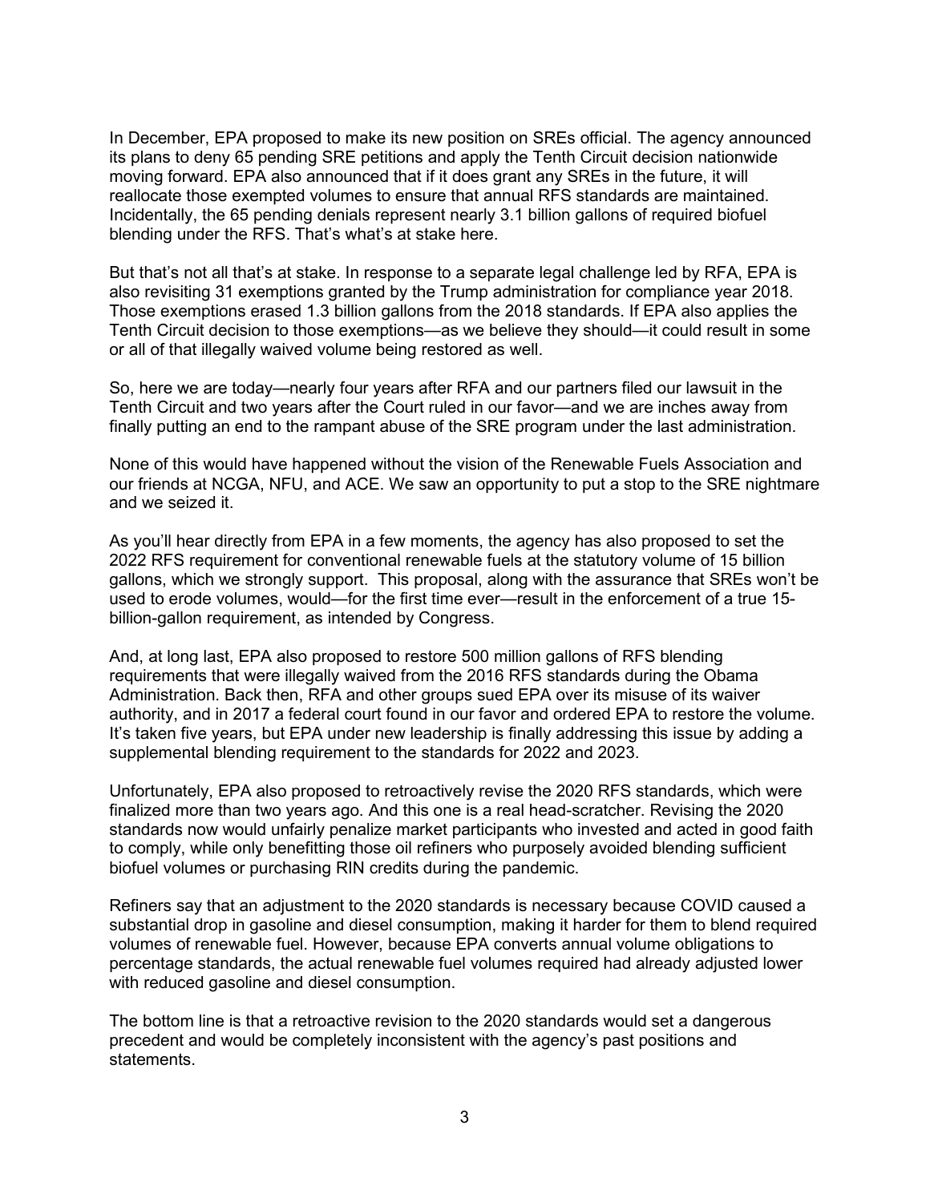In December, EPA proposed to make its new position on SREs official. The agency announced its plans to deny 65 pending SRE petitions and apply the Tenth Circuit decision nationwide moving forward. EPA also announced that if it does grant any SREs in the future, it will reallocate those exempted volumes to ensure that annual RFS standards are maintained. Incidentally, the 65 pending denials represent nearly 3.1 billion gallons of required biofuel blending under the RFS. That's what's at stake here.

But that's not all that's at stake. In response to a separate legal challenge led by RFA, EPA is also revisiting 31 exemptions granted by the Trump administration for compliance year 2018. Those exemptions erased 1.3 billion gallons from the 2018 standards. If EPA also applies the Tenth Circuit decision to those exemptions—as we believe they should—it could result in some or all of that illegally waived volume being restored as well.

So, here we are today—nearly four years after RFA and our partners filed our lawsuit in the Tenth Circuit and two years after the Court ruled in our favor—and we are inches away from finally putting an end to the rampant abuse of the SRE program under the last administration.

None of this would have happened without the vision of the Renewable Fuels Association and our friends at NCGA, NFU, and ACE. We saw an opportunity to put a stop to the SRE nightmare and we seized it.

As you'll hear directly from EPA in a few moments, the agency has also proposed to set the 2022 RFS requirement for conventional renewable fuels at the statutory volume of 15 billion gallons, which we strongly support. This proposal, along with the assurance that SREs won't be used to erode volumes, would—for the first time ever—result in the enforcement of a true 15-billion-gallon requirement, as intended by Congress.

And, at long last, EPA also proposed to restore 500 million gallons of RFS blending requirements that were illegally waived from the 2016 RFS standards during the Obama Administration. Back then, RFA and other groups sued EPA over its misuse of its waiver authority, and in 2017 a federal court found in our favor and ordered EPA to restore the volume. It's taken five years, but EPA under new leadership is finally addressing this issue by adding a supplemental blending requirement to the standards for 2022 and 2023.

Unfortunately, EPA also proposed to retroactively revise the 2020 RFS standards, which were finalized more than two years ago. And this one is a real head-scratcher. Revising the 2020 standards now would unfairly penalize market participants who invested and acted in good faith to comply, while only benefitting those oil refiners who purposely avoided blending sufficient biofuel volumes or purchasing RIN credits during the pandemic.

Refiners say that an adjustment to the 2020 standards is necessary because COVID caused a substantial drop in gasoline and diesel consumption, making it harder for them to blend required volumes of renewable fuel. However, because EPA converts annual volume obligations to percentage standards, the actual renewable fuel volumes required had already adjusted lower with reduced gasoline and diesel consumption.

The bottom line is that a retroactive revision to the 2020 standards would set a dangerous precedent and would be completely inconsistent with the agency's past positions and statements.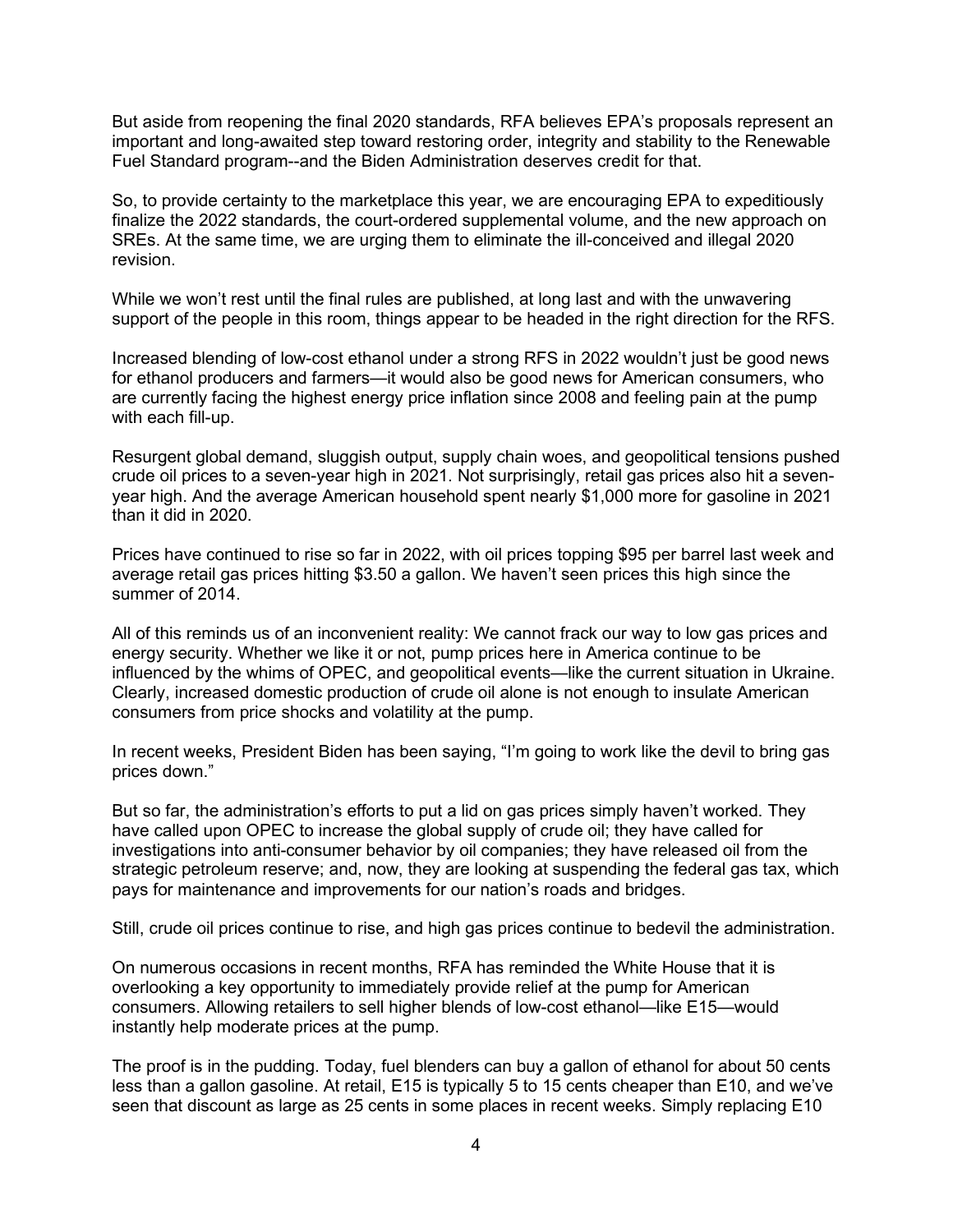But aside from reopening the final 2020 standards, RFA believes EPA's proposals represent an important and long-awaited step toward restoring order, integrity and stability to the Renewable Fuel Standard program--and the Biden Administration deserves credit for that.

So, to provide certainty to the marketplace this year, we are encouraging EPA to expeditiously finalize the 2022 standards, the court-ordered supplemental volume, and the new approach on SREs. At the same time, we are urging them to eliminate the ill-conceived and illegal 2020 revision.

While we won't rest until the final rules are published, at long last and with the unwavering support of the people in this room, things appear to be headed in the right direction for the RFS.

Increased blending of low-cost ethanol under a strong RFS in 2022 wouldn't just be good news for ethanol producers and farmers—it would also be good news for American consumers, who are currently facing the highest energy price inflation since 2008 and feeling pain at the pump with each fill-up.

Resurgent global demand, sluggish output, supply chain woes, and geopolitical tensions pushed crude oil prices to a seven-year high in 2021. Not surprisingly, retail gas prices also hit a seven-year high. And the average American household spent nearly $1,000 more for gasoline in 2021 than it did in 2020.

Prices have continued to rise so far in 2022, with oil prices topping $95 per barrel last week and average retail gas prices hitting $3.50 a gallon. We haven't seen prices this high since the summer of 2014.

All of this reminds us of an inconvenient reality: We cannot frack our way to low gas prices and energy security. Whether we like it or not, pump prices here in America continue to be influenced by the whims of OPEC, and geopolitical events—like the current situation in Ukraine. Clearly, increased domestic production of crude oil alone is not enough to insulate American consumers from price shocks and volatility at the pump.

In recent weeks, President Biden has been saying, "I'm going to work like the devil to bring gas prices down."

But so far, the administration's efforts to put a lid on gas prices simply haven't worked. They have called upon OPEC to increase the global supply of crude oil; they have called for investigations into anti-consumer behavior by oil companies; they have released oil from the strategic petroleum reserve; and, now, they are looking at suspending the federal gas tax, which pays for maintenance and improvements for our nation's roads and bridges.

Still, crude oil prices continue to rise, and high gas prices continue to bedevil the administration.

On numerous occasions in recent months, RFA has reminded the White House that it is overlooking a key opportunity to immediately provide relief at the pump for American consumers. Allowing retailers to sell higher blends of low-cost ethanol—like E15—would instantly help moderate prices at the pump.

The proof is in the pudding. Today, fuel blenders can buy a gallon of ethanol for about 50 cents less than a gallon gasoline. At retail, E15 is typically 5 to 15 cents cheaper than E10, and we've seen that discount as large as 25 cents in some places in recent weeks. Simply replacing E10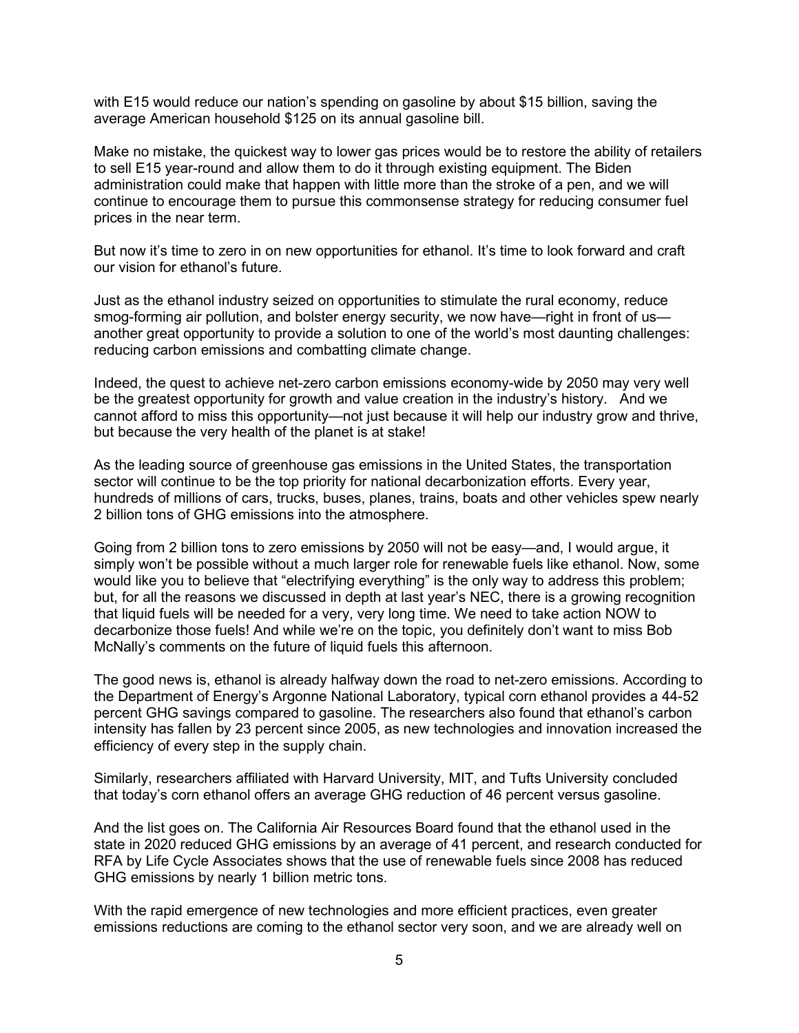with E15 would reduce our nation's spending on gasoline by about $15 billion, saving the average American household $125 on its annual gasoline bill.

Make no mistake, the quickest way to lower gas prices would be to restore the ability of retailers to sell E15 year-round and allow them to do it through existing equipment. The Biden administration could make that happen with little more than the stroke of a pen, and we will continue to encourage them to pursue this commonsense strategy for reducing consumer fuel prices in the near term.

But now it's time to zero in on new opportunities for ethanol. It's time to look forward and craft our vision for ethanol's future.

Just as the ethanol industry seized on opportunities to stimulate the rural economy, reduce smog-forming air pollution, and bolster energy security, we now have—right in front of us—another great opportunity to provide a solution to one of the world's most daunting challenges: reducing carbon emissions and combatting climate change.

Indeed, the quest to achieve net-zero carbon emissions economy-wide by 2050 may very well be the greatest opportunity for growth and value creation in the industry's history. And we cannot afford to miss this opportunity—not just because it will help our industry grow and thrive, but because the very health of the planet is at stake!

As the leading source of greenhouse gas emissions in the United States, the transportation sector will continue to be the top priority for national decarbonization efforts. Every year, hundreds of millions of cars, trucks, buses, planes, trains, boats and other vehicles spew nearly 2 billion tons of GHG emissions into the atmosphere.

Going from 2 billion tons to zero emissions by 2050 will not be easy—and, I would argue, it simply won't be possible without a much larger role for renewable fuels like ethanol. Now, some would like you to believe that "electrifying everything" is the only way to address this problem; but, for all the reasons we discussed in depth at last year's NEC, there is a growing recognition that liquid fuels will be needed for a very, very long time. We need to take action NOW to decarbonize those fuels! And while we're on the topic, you definitely don't want to miss Bob McNally's comments on the future of liquid fuels this afternoon.

The good news is, ethanol is already halfway down the road to net-zero emissions. According to the Department of Energy's Argonne National Laboratory, typical corn ethanol provides a 44-52 percent GHG savings compared to gasoline. The researchers also found that ethanol's carbon intensity has fallen by 23 percent since 2005, as new technologies and innovation increased the efficiency of every step in the supply chain.

Similarly, researchers affiliated with Harvard University, MIT, and Tufts University concluded that today's corn ethanol offers an average GHG reduction of 46 percent versus gasoline.

And the list goes on. The California Air Resources Board found that the ethanol used in the state in 2020 reduced GHG emissions by an average of 41 percent, and research conducted for RFA by Life Cycle Associates shows that the use of renewable fuels since 2008 has reduced GHG emissions by nearly 1 billion metric tons.

With the rapid emergence of new technologies and more efficient practices, even greater emissions reductions are coming to the ethanol sector very soon, and we are already well on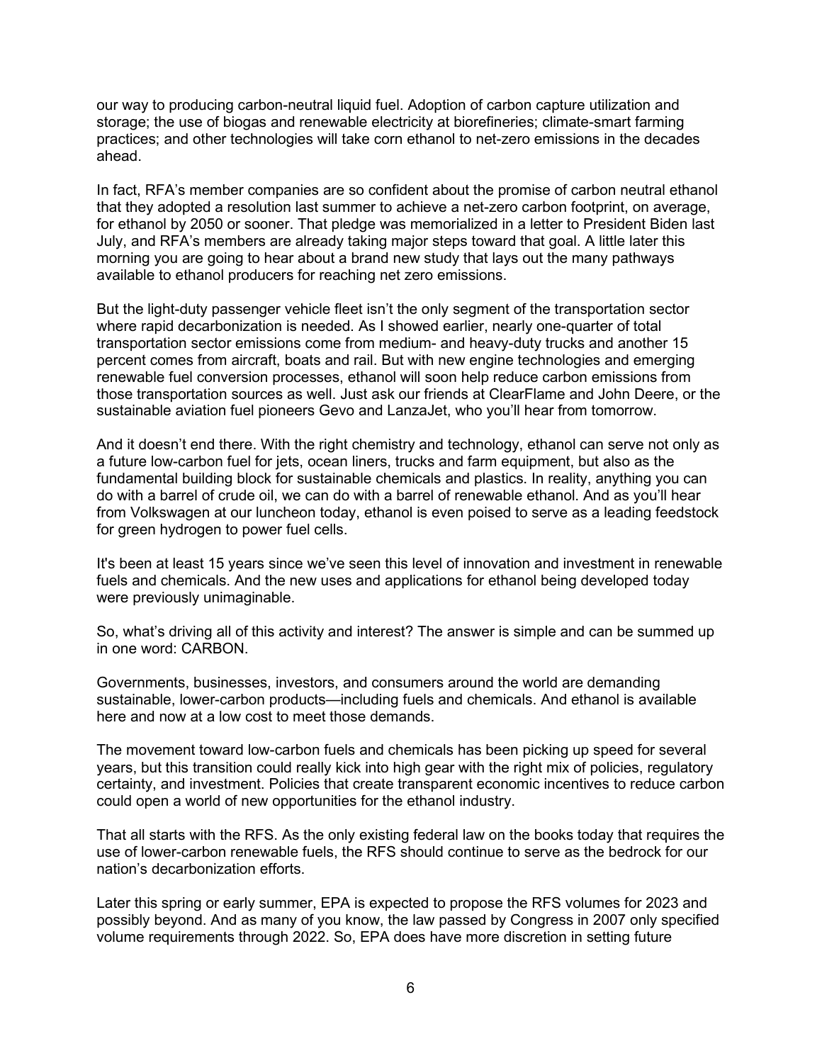our way to producing carbon-neutral liquid fuel. Adoption of carbon capture utilization and storage; the use of biogas and renewable electricity at biorefineries; climate-smart farming practices; and other technologies will take corn ethanol to net-zero emissions in the decades ahead.

In fact, RFA's member companies are so confident about the promise of carbon neutral ethanol that they adopted a resolution last summer to achieve a net-zero carbon footprint, on average, for ethanol by 2050 or sooner. That pledge was memorialized in a letter to President Biden last July, and RFA's members are already taking major steps toward that goal. A little later this morning you are going to hear about a brand new study that lays out the many pathways available to ethanol producers for reaching net zero emissions.

But the light-duty passenger vehicle fleet isn't the only segment of the transportation sector where rapid decarbonization is needed. As I showed earlier, nearly one-quarter of total transportation sector emissions come from medium- and heavy-duty trucks and another 15 percent comes from aircraft, boats and rail. But with new engine technologies and emerging renewable fuel conversion processes, ethanol will soon help reduce carbon emissions from those transportation sources as well. Just ask our friends at ClearFlame and John Deere, or the sustainable aviation fuel pioneers Gevo and LanzaJet, who you'll hear from tomorrow.

And it doesn't end there. With the right chemistry and technology, ethanol can serve not only as a future low-carbon fuel for jets, ocean liners, trucks and farm equipment, but also as the fundamental building block for sustainable chemicals and plastics. In reality, anything you can do with a barrel of crude oil, we can do with a barrel of renewable ethanol. And as you'll hear from Volkswagen at our luncheon today, ethanol is even poised to serve as a leading feedstock for green hydrogen to power fuel cells.

It's been at least 15 years since we've seen this level of innovation and investment in renewable fuels and chemicals. And the new uses and applications for ethanol being developed today were previously unimaginable.

So, what's driving all of this activity and interest? The answer is simple and can be summed up in one word: CARBON.

Governments, businesses, investors, and consumers around the world are demanding sustainable, lower-carbon products—including fuels and chemicals. And ethanol is available here and now at a low cost to meet those demands.

The movement toward low-carbon fuels and chemicals has been picking up speed for several years, but this transition could really kick into high gear with the right mix of policies, regulatory certainty, and investment. Policies that create transparent economic incentives to reduce carbon could open a world of new opportunities for the ethanol industry.

That all starts with the RFS. As the only existing federal law on the books today that requires the use of lower-carbon renewable fuels, the RFS should continue to serve as the bedrock for our nation's decarbonization efforts.

Later this spring or early summer, EPA is expected to propose the RFS volumes for 2023 and possibly beyond. And as many of you know, the law passed by Congress in 2007 only specified volume requirements through 2022. So, EPA does have more discretion in setting future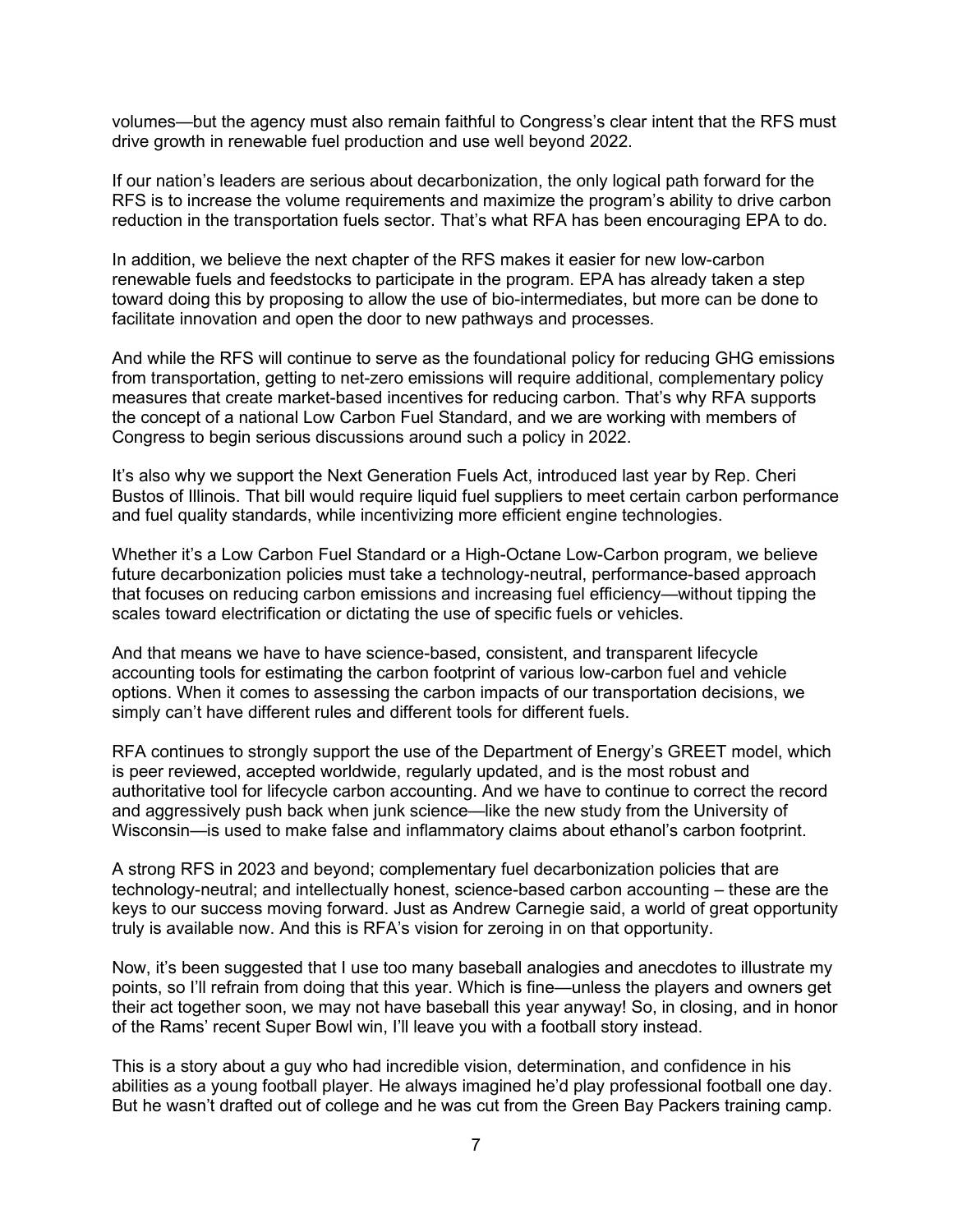volumes—but the agency must also remain faithful to Congress's clear intent that the RFS must drive growth in renewable fuel production and use well beyond 2022.

If our nation's leaders are serious about decarbonization, the only logical path forward for the RFS is to increase the volume requirements and maximize the program's ability to drive carbon reduction in the transportation fuels sector. That's what RFA has been encouraging EPA to do.

In addition, we believe the next chapter of the RFS makes it easier for new low-carbon renewable fuels and feedstocks to participate in the program. EPA has already taken a step toward doing this by proposing to allow the use of bio-intermediates, but more can be done to facilitate innovation and open the door to new pathways and processes.

And while the RFS will continue to serve as the foundational policy for reducing GHG emissions from transportation, getting to net-zero emissions will require additional, complementary policy measures that create market-based incentives for reducing carbon. That's why RFA supports the concept of a national Low Carbon Fuel Standard, and we are working with members of Congress to begin serious discussions around such a policy in 2022.

It's also why we support the Next Generation Fuels Act, introduced last year by Rep. Cheri Bustos of Illinois. That bill would require liquid fuel suppliers to meet certain carbon performance and fuel quality standards, while incentivizing more efficient engine technologies.

Whether it's a Low Carbon Fuel Standard or a High-Octane Low-Carbon program, we believe future decarbonization policies must take a technology-neutral, performance-based approach that focuses on reducing carbon emissions and increasing fuel efficiency—without tipping the scales toward electrification or dictating the use of specific fuels or vehicles.

And that means we have to have science-based, consistent, and transparent lifecycle accounting tools for estimating the carbon footprint of various low-carbon fuel and vehicle options. When it comes to assessing the carbon impacts of our transportation decisions, we simply can't have different rules and different tools for different fuels.

RFA continues to strongly support the use of the Department of Energy's GREET model, which is peer reviewed, accepted worldwide, regularly updated, and is the most robust and authoritative tool for lifecycle carbon accounting. And we have to continue to correct the record and aggressively push back when junk science—like the new study from the University of Wisconsin—is used to make false and inflammatory claims about ethanol's carbon footprint.

A strong RFS in 2023 and beyond; complementary fuel decarbonization policies that are technology-neutral; and intellectually honest, science-based carbon accounting – these are the keys to our success moving forward. Just as Andrew Carnegie said, a world of great opportunity truly is available now. And this is RFA's vision for zeroing in on that opportunity.

Now, it's been suggested that I use too many baseball analogies and anecdotes to illustrate my points, so I'll refrain from doing that this year. Which is fine—unless the players and owners get their act together soon, we may not have baseball this year anyway! So, in closing, and in honor of the Rams' recent Super Bowl win, I'll leave you with a football story instead.

This is a story about a guy who had incredible vision, determination, and confidence in his abilities as a young football player. He always imagined he'd play professional football one day. But he wasn't drafted out of college and he was cut from the Green Bay Packers training camp.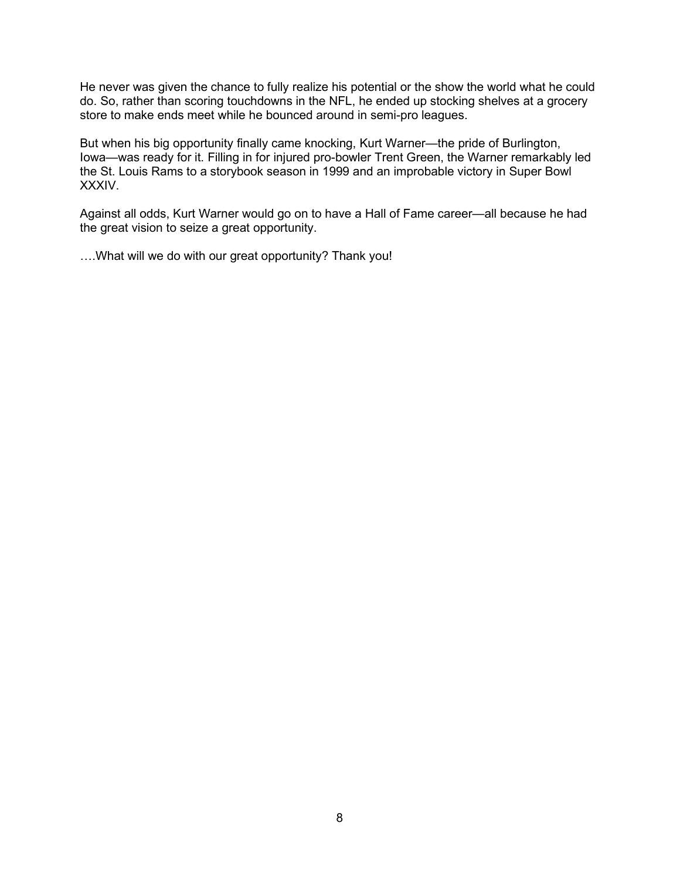He never was given the chance to fully realize his potential or the show the world what he could do. So, rather than scoring touchdowns in the NFL, he ended up stocking shelves at a grocery store to make ends meet while he bounced around in semi-pro leagues.

But when his big opportunity finally came knocking, Kurt Warner—the pride of Burlington, Iowa—was ready for it. Filling in for injured pro-bowler Trent Green, the Warner remarkably led the St. Louis Rams to a storybook season in 1999 and an improbable victory in Super Bowl XXXIV.

Against all odds, Kurt Warner would go on to have a Hall of Fame career—all because he had the great vision to seize a great opportunity.

….What will we do with our great opportunity? Thank you!